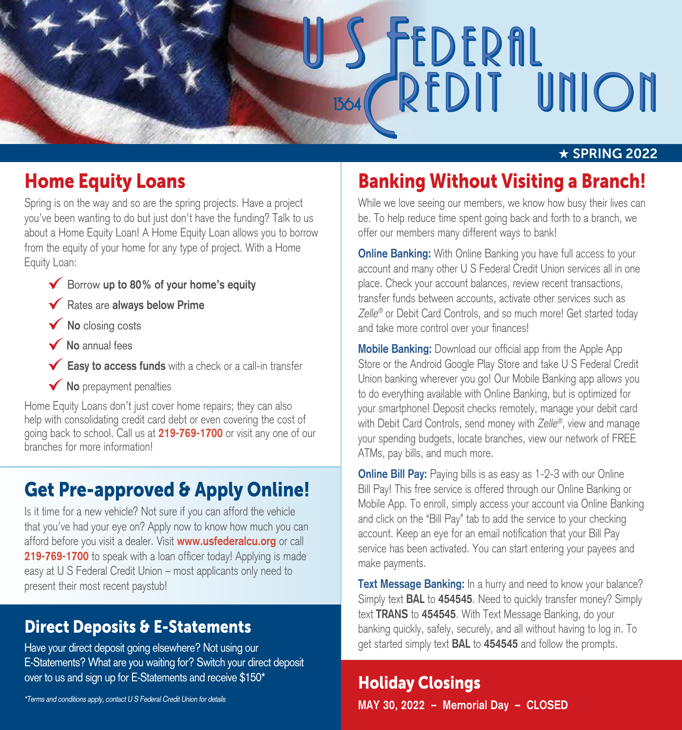# U S Federal Credit Union

1364

★ SPRING 2022

## Home Equity Loans

Spring is on the way and so are the spring projects. Have a project you've been wanting to do but just don't have the funding? Talk to us about a Home Equity Loan! A Home Equity Loan allows you to borrow from the equity of your home for any type of project. With a Home Equity Loan:

- ✓ Borrow **up to 80% of your home's equity**
- ✓ Rates are **always below Prime**
- ✓ **No** closing costs
- ✓ **No** annual fees
- ✓ **Easy to access funds** with a check or a call-in transfer
- ✓ **No** prepayment penalties

Home Equity Loans don't just cover home repairs; they can also help with consolidating credit card debt or even covering the cost of going back to school. Call us at **219-769-1700** or visit any one of our branches for more information!

## Get Pre-approved & Apply Online!

Is it time for a new vehicle? Not sure if you can afford the vehicle that you've had your eye on? Apply now to know how much you can afford before you visit a dealer. Visit **www.usfederalcu.org** or call **219-769-1700** to speak with a loan officer today! Applying is made easy at U S Federal Credit Union – most applicants only need to present their most recent paystub!

## Direct Deposits & E-Statements

Have your direct deposit going elsewhere? Not using our E-Statements? What are you waiting for? Switch your direct deposit over to us and sign up for E-Statements and receive $150*

*\*Terms and conditions apply, contact U S Federal Credit Union for details*

## Banking Without Visiting a Branch!

While we love seeing our members, we know how busy their lives can be. To help reduce time spent going back and forth to a branch, we offer our members many different ways to bank!

**Online Banking:** With Online Banking you have full access to your account and many other U S Federal Credit Union services all in one place. Check your account balances, review recent transactions, transfer funds between accounts, activate other services such as *Zelle®* or Debit Card Controls, and so much more! Get started today and take more control over your finances!

**Mobile Banking:** Download our official app from the Apple App Store or the Android Google Play Store and take U S Federal Credit Union banking wherever you go! Our Mobile Banking app allows you to do everything available with Online Banking, but is optimized for your smartphone! Deposit checks remotely, manage your debit card with Debit Card Controls, send money with *Zelle®*, view and manage your spending budgets, locate branches, view our network of FREE ATMs, pay bills, and much more.

**Online Bill Pay:** Paying bills is as easy as 1-2-3 with our Online Bill Pay! This free service is offered through our Online Banking or Mobile App. To enroll, simply access your account via Online Banking and click on the "Bill Pay" tab to add the service to your checking account. Keep an eye for an email notification that your Bill Pay service has been activated. You can start entering your payees and make payments.

**Text Message Banking:** In a hurry and need to know your balance? Simply text **BAL** to **454545**. Need to quickly transfer money? Simply text **TRANS** to **454545**. With Text Message Banking, do your banking quickly, safely, securely, and all without having to log in. To get started simply text **BAL** to **454545** and follow the prompts.

## Holiday Closings

**MAY 30, 2022 – Memorial Day – CLOSED**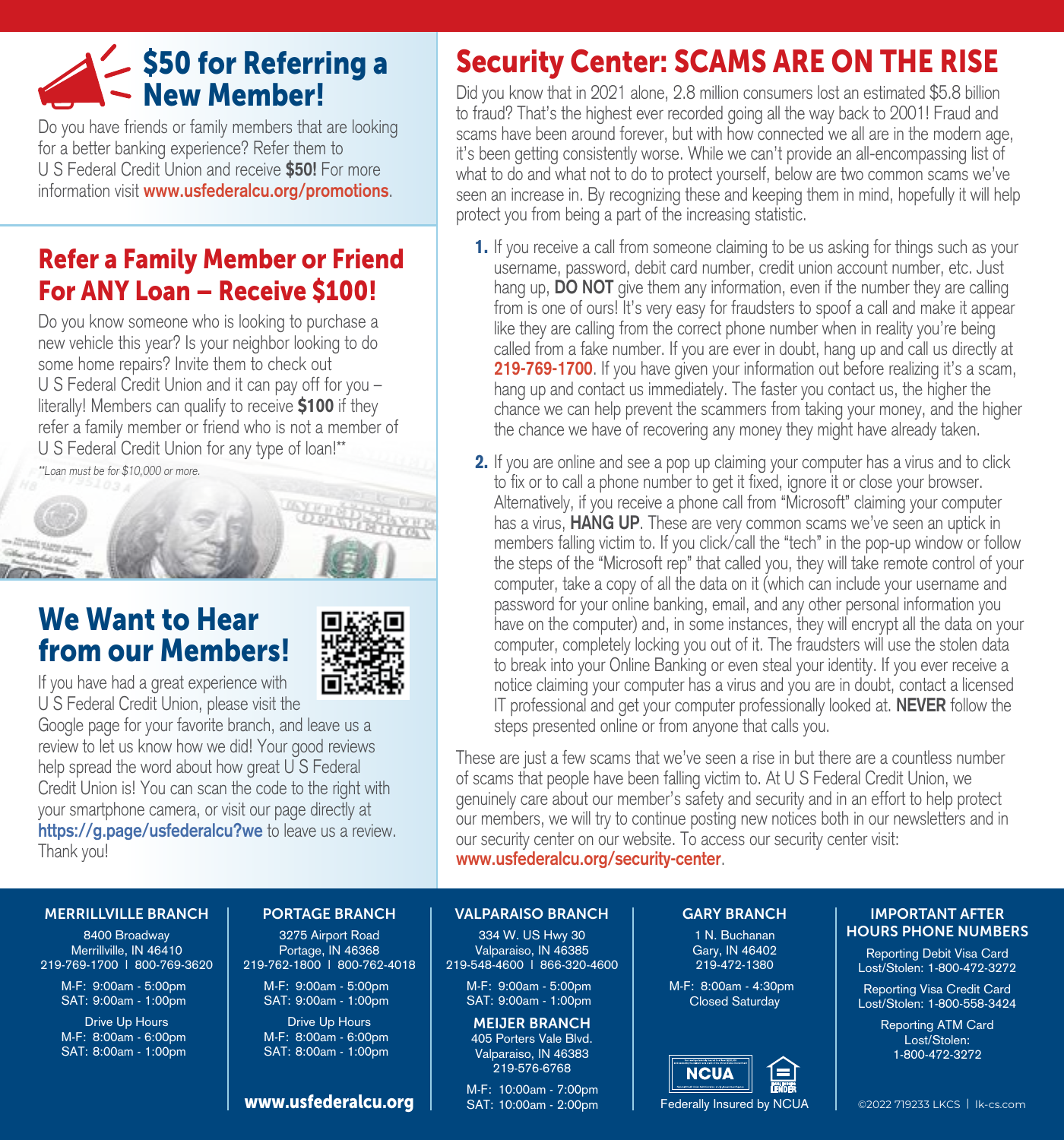## $50 for Referring a New Member!

Do you have friends or family members that are looking for a better banking experience? Refer them to U S Federal Credit Union and receive **$50!** For more information visit **www.usfederalcu.org/promotions**.

## Refer a Family Member or Friend For ANY Loan – Receive $100!

Do you know someone who is looking to purchase a new vehicle this year? Is your neighbor looking to do some home repairs? Invite them to check out U S Federal Credit Union and it can pay off for you – literally! Members can qualify to receive **$100** if they refer a family member or friend who is not a member of U S Federal Credit Union for any type of loan!**

*\*\*Loan must be for $10,000 or more.*

## We Want to Hear from our Members!

If you have had a great experience with U S Federal Credit Union, please visit the Google page for your favorite branch, and leave us a review to let us know how we did! Your good reviews help spread the word about how great U S Federal Credit Union is! You can scan the code to the right with your smartphone camera, or visit our page directly at **https://g.page/usfederalcu?we** to leave us a review. Thank you!

## Security Center: SCAMS ARE ON THE RISE

Did you know that in 2021 alone, 2.8 million consumers lost an estimated $5.8 billion to fraud? That's the highest ever recorded going all the way back to 2001! Fraud and scams have been around forever, but with how connected we all are in the modern age, it's been getting consistently worse. While we can't provide an all-encompassing list of what to do and what not to do to protect yourself, below are two common scams we've seen an increase in. By recognizing these and keeping them in mind, hopefully it will help protect you from being a part of the increasing statistic.

1. If you receive a call from someone claiming to be us asking for things such as your username, password, debit card number, credit union account number, etc. Just hang up, **DO NOT** give them any information, even if the number they are calling from is one of ours! It's very easy for fraudsters to spoof a call and make it appear like they are calling from the correct phone number when in reality you're being called from a fake number. If you are ever in doubt, hang up and call us directly at **219-769-1700**. If you have given your information out before realizing it's a scam, hang up and contact us immediately. The faster you contact us, the higher the chance we can help prevent the scammers from taking your money, and the higher the chance we have of recovering any money they might have already taken.
2. If you are online and see a pop up claiming your computer has a virus and to click to fix or to call a phone number to get it fixed, ignore it or close your browser. Alternatively, if you receive a phone call from "Microsoft" claiming your computer has a virus, **HANG UP**. These are very common scams we've seen an uptick in members falling victim to. If you click/call the "tech" in the pop-up window or follow the steps of the "Microsoft rep" that called you, they will take remote control of your computer, take a copy of all the data on it (which can include your username and password for your online banking, email, and any other personal information you have on the computer) and, in some instances, they will encrypt all the data on your computer, completely locking you out of it. The fraudsters will use the stolen data to break into your Online Banking or even steal your identity. If you ever receive a notice claiming your computer has a virus and you are in doubt, contact a licensed IT professional and get your computer professionally looked at. **NEVER** follow the steps presented online or from anyone that calls you.

These are just a few scams that we've seen a rise in but there are a countless number of scams that people have been falling victim to. At U S Federal Credit Union, we genuinely care about our member's safety and security and in an effort to help protect our members, we will try to continue posting new notices both in our newsletters and in our security center on our website. To access our security center visit: **www.usfederalcu.org/security-center**.

**MERRILLVILLE BRANCH**
8400 Broadway
Merrillville, IN 46410
219-769-1700 | 800-769-3620
M-F: 9:00am - 5:00pm
SAT: 9:00am - 1:00pm
Drive Up Hours
M-F: 8:00am - 6:00pm
SAT: 8:00am - 1:00pm

**PORTAGE BRANCH**
3275 Airport Road
Portage, IN 46368
219-762-1800 | 800-762-4018
M-F: 9:00am - 5:00pm
SAT: 9:00am - 1:00pm
Drive Up Hours
M-F: 8:00am - 6:00pm
SAT: 8:00am - 1:00pm

**www.usfederalcu.org**

**VALPARAISO BRANCH**
334 W. US Hwy 30
Valparaiso, IN 46385
219-548-4600 | 866-320-4600
M-F: 9:00am - 5:00pm
SAT: 9:00am - 1:00pm

**MEIJER BRANCH**
405 Porters Vale Blvd.
Valparaiso, IN 46383
219-576-6768
M-F: 10:00am - 7:00pm
SAT: 10:00am - 2:00pm

**GARY BRANCH**
1 N. Buchanan
Gary, IN 46402
219-472-1380
M-F: 8:00am - 4:30pm
Closed Saturday

NCUA
Federally Insured by NCUA

**IMPORTANT AFTER HOURS PHONE NUMBERS**
Reporting Debit Visa Card Lost/Stolen: 1-800-472-3272
Reporting Visa Credit Card Lost/Stolen: 1-800-558-3424
Reporting ATM Card Lost/Stolen: 1-800-472-3272

©2022 719233 LKCS | lk-cs.com